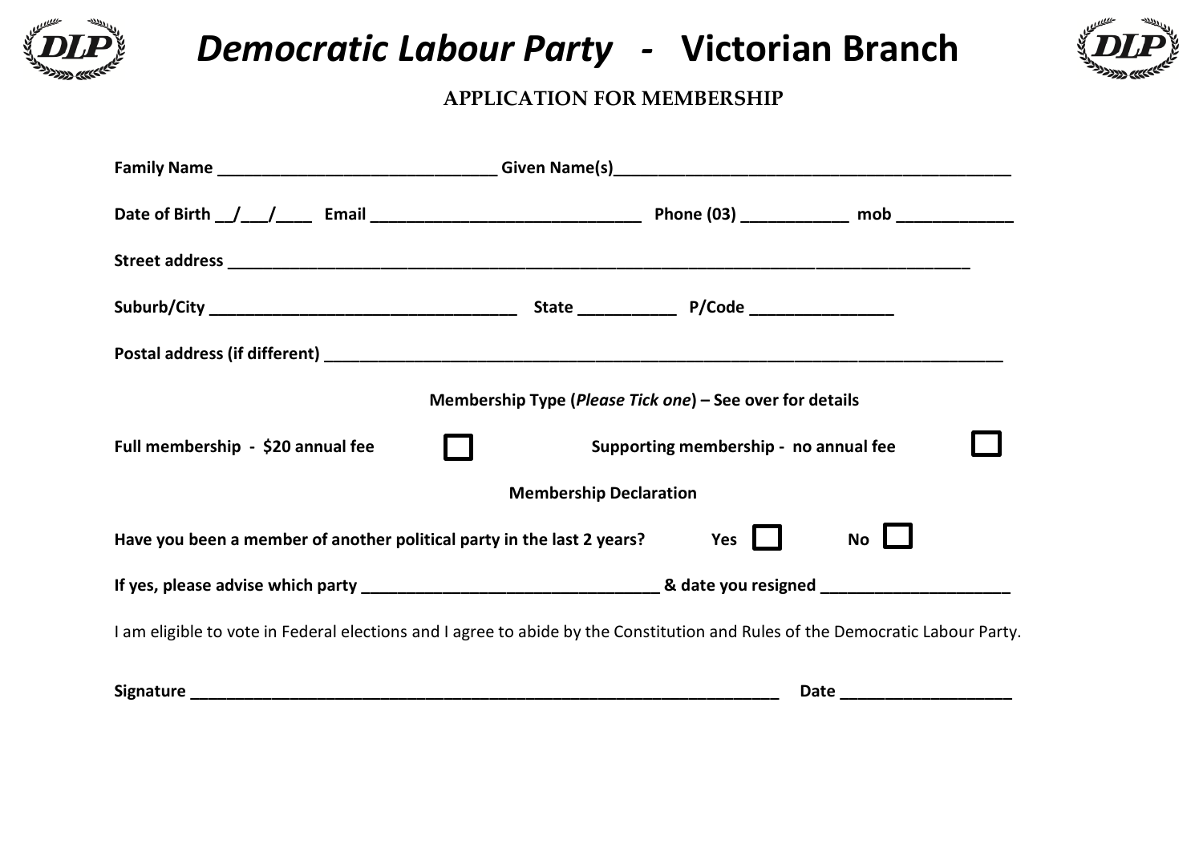# *Democratic Labour Party* - Victorian Branch

## APPLICATION FOR MEMBERSHIP

**Family Name** ______________________________ **Given Name(s)**____________________________________________

**Date of Birth** __/___/____ **Email** ______________________________ **Phone (03)** ___________ **mob** ____________

**Street address** ________________________________________________________________________________

**Suburb/City** _________________________________ **State** __________ **P/Code** _______________

**Postal address (if different)** ___________________________________________________________________________

**Membership Type (*Please Tick one*) – See over for details**

**Full membership - $20 annual fee** ☐ **Supporting membership - no annual fee** ☐

**Membership Declaration**

**Have you been a member of another political party in the last 2 years?** **Yes** ☐ **No** ☐

**If yes, please advise which party** ________________________________ **& date you resigned** ____________________

I am eligible to vote in Federal elections and I agree to abide by the Constitution and Rules of the Democratic Labour Party.

**Signature** ________________________________________________________________ **Date** __________________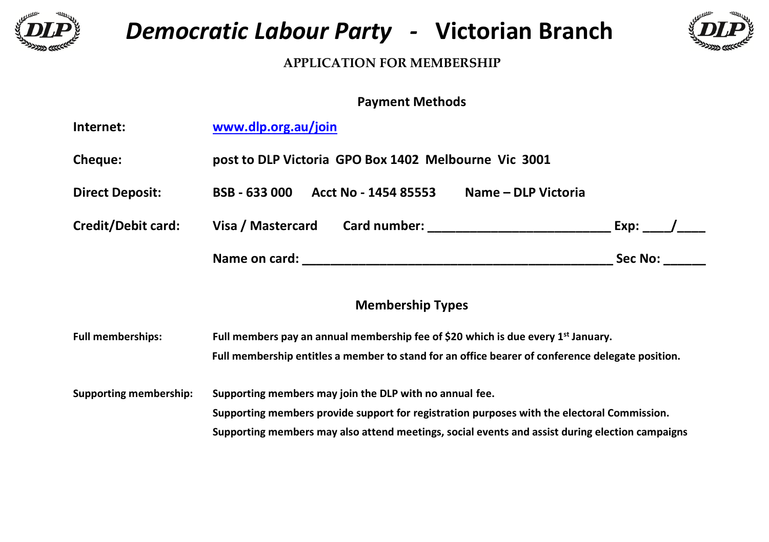# *Democratic Labour Party* - Victorian Branch

## APPLICATION FOR MEMBERSHIP

### Payment Methods

**Internet:** [www.dlp.org.au/join](http://www.dlp.org.au/join)

**Cheque:** post to DLP Victoria GPO Box 1402 Melbourne Vic 3001

**Direct Deposit:** BSB - 633 000 Acct No - 1454 85553 Name – DLP Victoria

**Credit/Debit card:** Visa / Mastercard Card number: ___________________________ Exp: ____/____

Name on card: _____________________________________________ Sec No: ______

### Membership Types

**Full memberships:** Full members pay an annual membership fee of $20 which is due every 1st January.
Full membership entitles a member to stand for an office bearer of conference delegate position.

**Supporting membership:** Supporting members may join the DLP with no annual fee.
Supporting members provide support for registration purposes with the electoral Commission.
Supporting members may also attend meetings, social events and assist during election campaigns